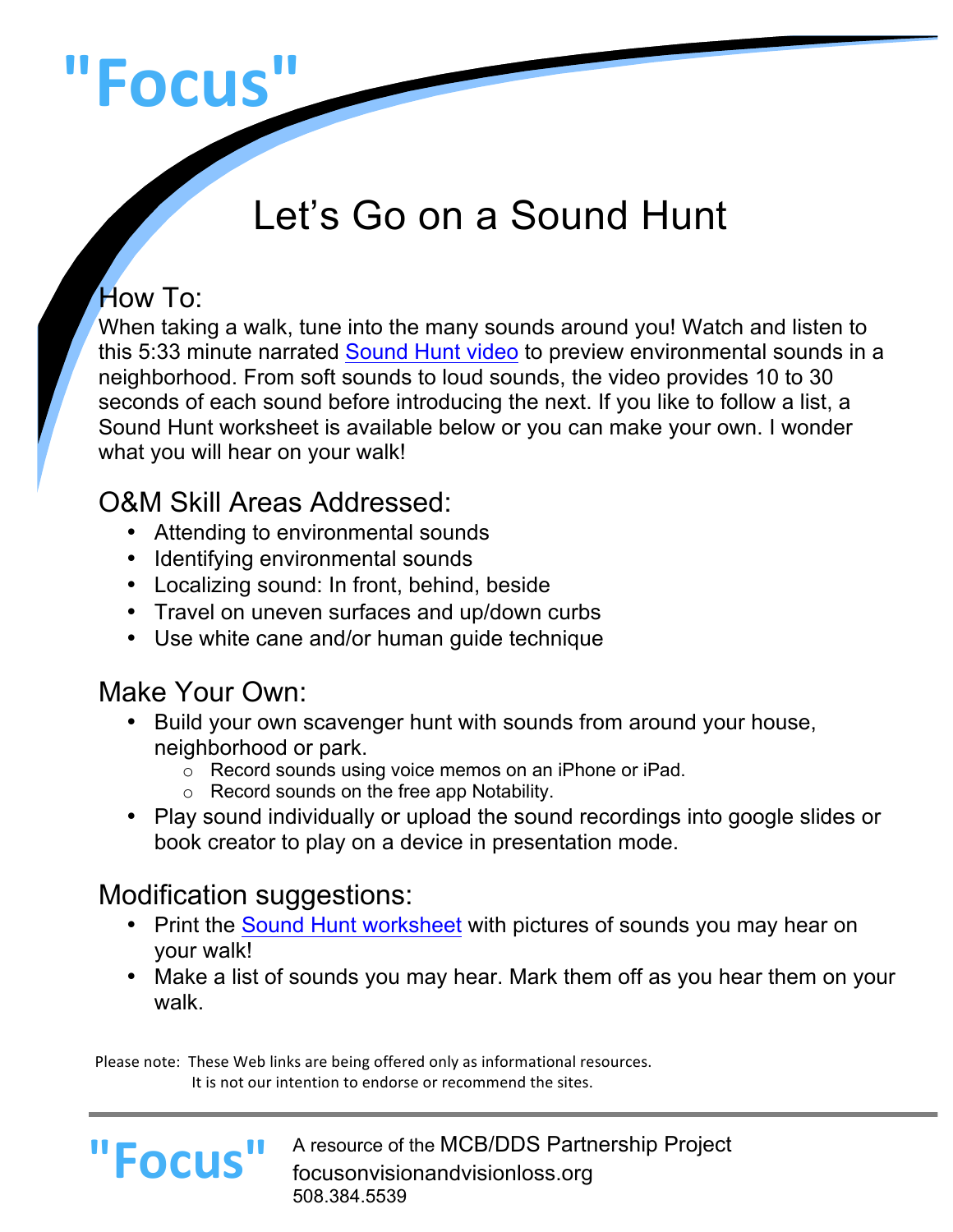# "Focus"

## Let's Go on a Sound Hunt

### How To:

When taking a walk, tune into the many sounds around you! Watch and listen to this 5:33 minute narrated Sound Hunt video to preview environmental sounds in a neighborhood. From soft sounds to loud sounds, the video provides 10 to 30 seconds of each sound before introducing the next. If you like to follow a list, a Sound Hunt worksheet is available below or you can make your own. I wonder what you will hear on your walk!

### O&M Skill Areas Addressed:

- Attending to environmental sounds
- Identifying environmental sounds
- Localizing sound: In front, behind, beside
- Travel on uneven surfaces and up/down curbs
- Use white cane and/or human guide technique

### Make Your Own:

- Build your own scavenger hunt with sounds from around your house, neighborhood or park.
  - Record sounds using voice memos on an iPhone or iPad.
  - Record sounds on the free app Notability.
- Play sound individually or upload the sound recordings into google slides or book creator to play on a device in presentation mode.

### Modification suggestions:

- Print the Sound Hunt worksheet with pictures of sounds you may hear on your walk!
- Make a list of sounds you may hear. Mark them off as you hear them on your walk.

Please note: These Web links are being offered only as informational resources. It is not our intention to endorse or recommend the sites.

"Focus" A resource of the MCB/DDS Partnership Project
focusonvisionandvisionloss.org
508.384.5539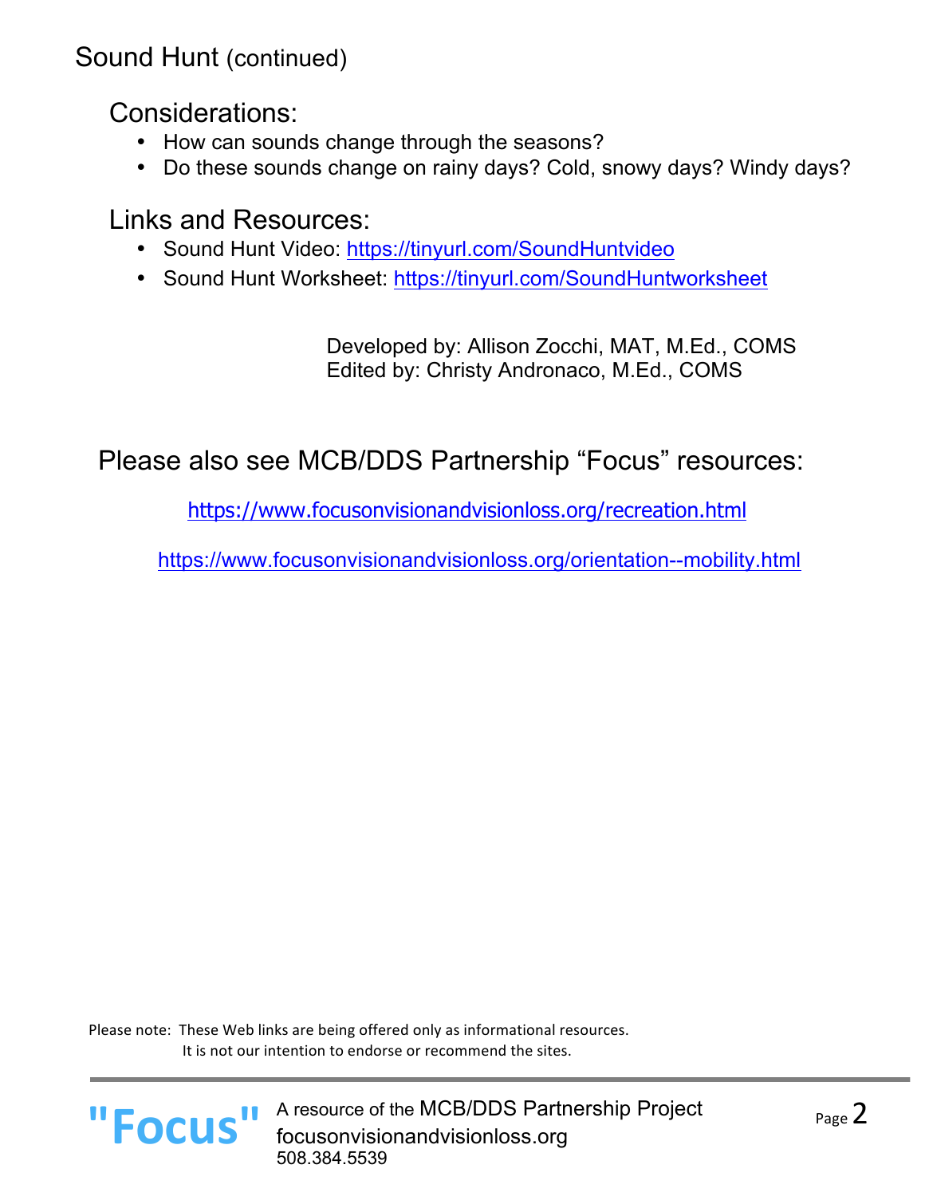# Sound Hunt (continued)

## Considerations:

- How can sounds change through the seasons?
- Do these sounds change on rainy days? Cold, snowy days? Windy days?

## Links and Resources:

- Sound Hunt Video: https://tinyurl.com/SoundHuntvideo
- Sound Hunt Worksheet: https://tinyurl.com/SoundHuntworksheet

Developed by: Allison Zocchi, MAT, M.Ed., COMS
Edited by: Christy Andronaco, M.Ed., COMS

## Please also see MCB/DDS Partnership "Focus" resources:

https://www.focusonvisionandvisionloss.org/recreation.html

https://www.focusonvisionandvisionloss.org/orientation--mobility.html

Please note: These Web links are being offered only as informational resources.
It is not our intention to endorse or recommend the sites.

"Focus" A resource of the MCB/DDS Partnership Project
focusonvisionandvisionloss.org
508.384.5539